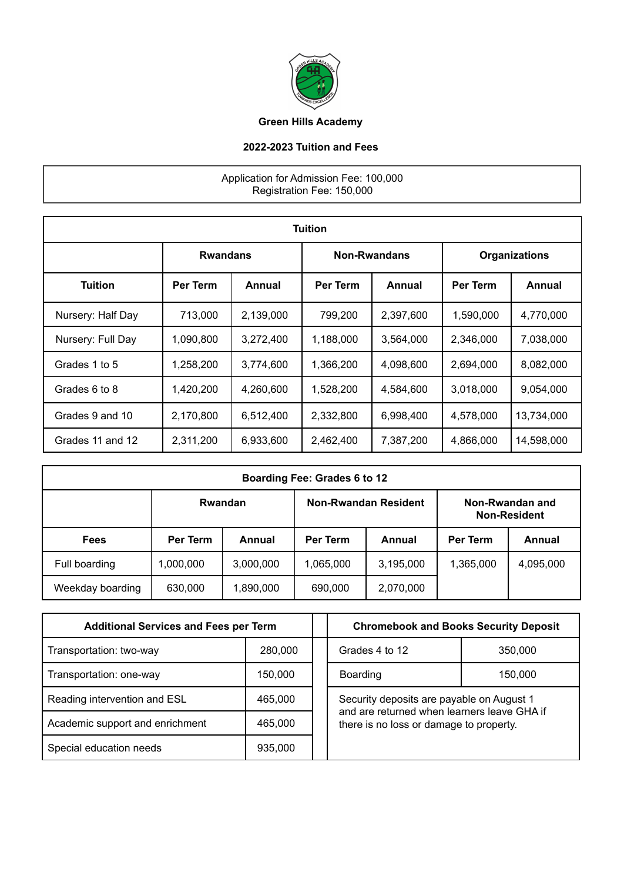# Green Hills Academy

## 2022-2023 Tuition and Fees

Application for Admission Fee: 100,000
Registration Fee: 150,000

| Tuition | | | | | | |
|---|---|---|---|---|---|---|
| | Rwandans | | Non-Rwandans | | Organizations | |
| **Tuition** | **Per Term** | **Annual** | **Per Term** | **Annual** | **Per Term** | **Annual** |
| Nursery: Half Day | 713,000 | 2,139,000 | 799,200 | 2,397,600 | 1,590,000 | 4,770,000 |
| Nursery: Full Day | 1,090,800 | 3,272,400 | 1,188,000 | 3,564,000 | 2,346,000 | 7,038,000 |
| Grades 1 to 5 | 1,258,200 | 3,774,600 | 1,366,200 | 4,098,600 | 2,694,000 | 8,082,000 |
| Grades 6 to 8 | 1,420,200 | 4,260,600 | 1,528,200 | 4,584,600 | 3,018,000 | 9,054,000 |
| Grades 9 and 10 | 2,170,800 | 6,512,400 | 2,332,800 | 6,998,400 | 4,578,000 | 13,734,000 |
| Grades 11 and 12 | 2,311,200 | 6,933,600 | 2,462,400 | 7,387,200 | 4,866,000 | 14,598,000 |

| Boarding Fee: Grades 6 to 12 | | | | | | |
|---|---|---|---|---|---|---|
| | Rwandan | | Non-Rwandan Resident | | Non-Rwandan and Non-Resident | |
| **Fees** | **Per Term** | **Annual** | **Per Term** | **Annual** | **Per Term** | **Annual** |
| Full boarding | 1,000,000 | 3,000,000 | 1,065,000 | 3,195,000 | 1,365,000 | 4,095,000 |
| Weekday boarding | 630,000 | 1,890,000 | 690,000 | 2,070,000 | | |

| Additional Services and Fees per Term | |
|---|---|
| Transportation: two-way | 280,000 |
| Transportation: one-way | 150,000 |
| Reading intervention and ESL | 465,000 |
| Academic support and enrichment | 465,000 |
| Special education needs | 935,000 |

| Chromebook and Books Security Deposit | |
|---|---|
| Grades 4 to 12 | 350,000 |
| Boarding | 150,000 |

Security deposits are payable on August 1 and are returned when learners leave GHA if there is no loss or damage to property.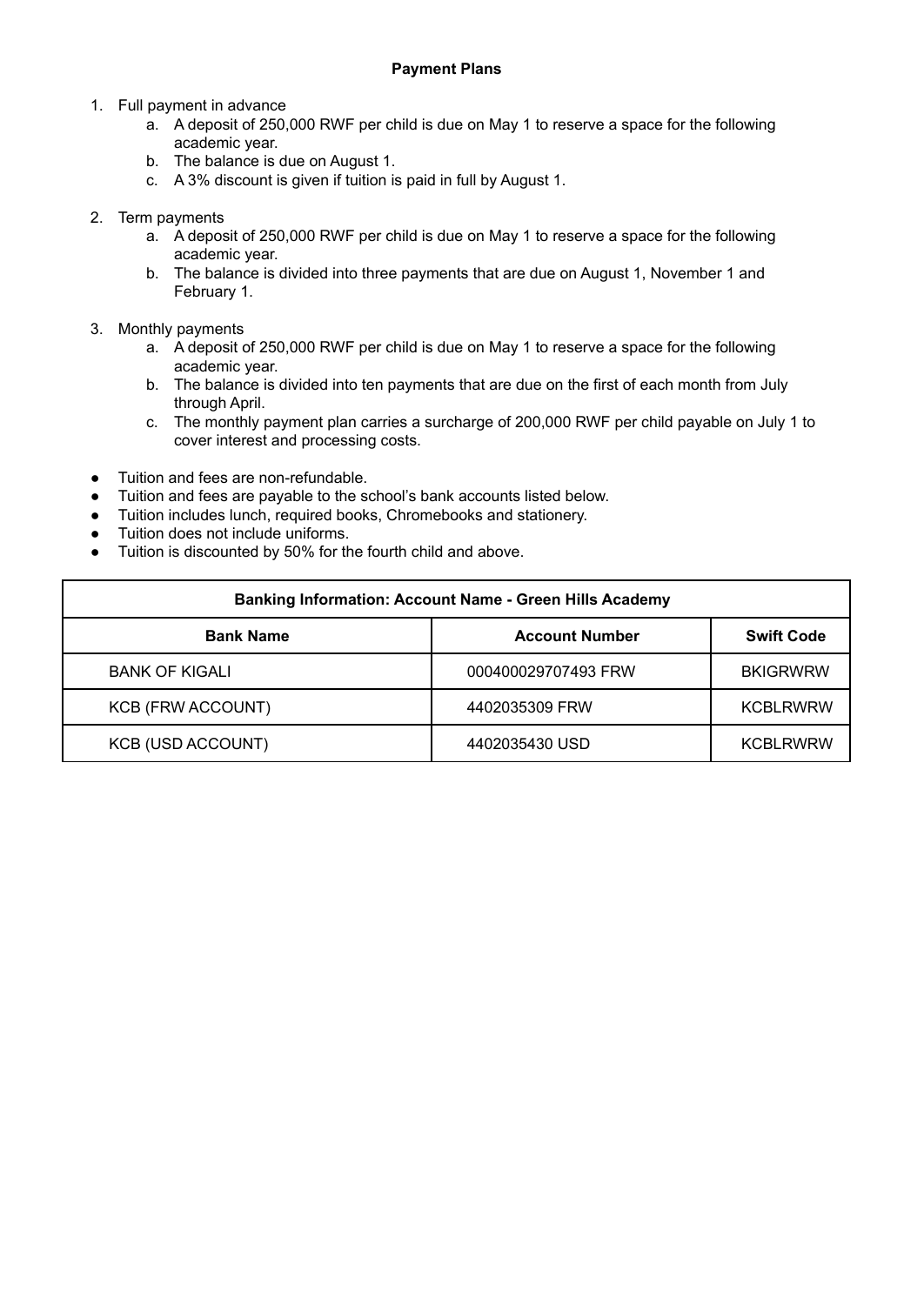**Payment Plans**

1. Full payment in advance
   a. A deposit of 250,000 RWF per child is due on May 1 to reserve a space for the following academic year.
   b. The balance is due on August 1.
   c. A 3% discount is given if tuition is paid in full by August 1.

2. Term payments
   a. A deposit of 250,000 RWF per child is due on May 1 to reserve a space for the following academic year.
   b. The balance is divided into three payments that are due on August 1, November 1 and February 1.

3. Monthly payments
   a. A deposit of 250,000 RWF per child is due on May 1 to reserve a space for the following academic year.
   b. The balance is divided into ten payments that are due on the first of each month from July through April.
   c. The monthly payment plan carries a surcharge of 200,000 RWF per child payable on July 1 to cover interest and processing costs.

- Tuition and fees are non-refundable.
- Tuition and fees are payable to the school's bank accounts listed below.
- Tuition includes lunch, required books, Chromebooks and stationery.
- Tuition does not include uniforms.
- Tuition is discounted by 50% for the fourth child and above.

| Banking Information: Account Name - Green Hills Academy | | |
|---|---|---|
| **Bank Name** | **Account Number** | **Swift Code** |
| BANK OF KIGALI | 000400029707493 FRW | BKIGRWRW |
| KCB (FRW ACCOUNT) | 4402035309 FRW | KCBLRWRW |
| KCB (USD ACCOUNT) | 4402035430 USD | KCBLRWRW |